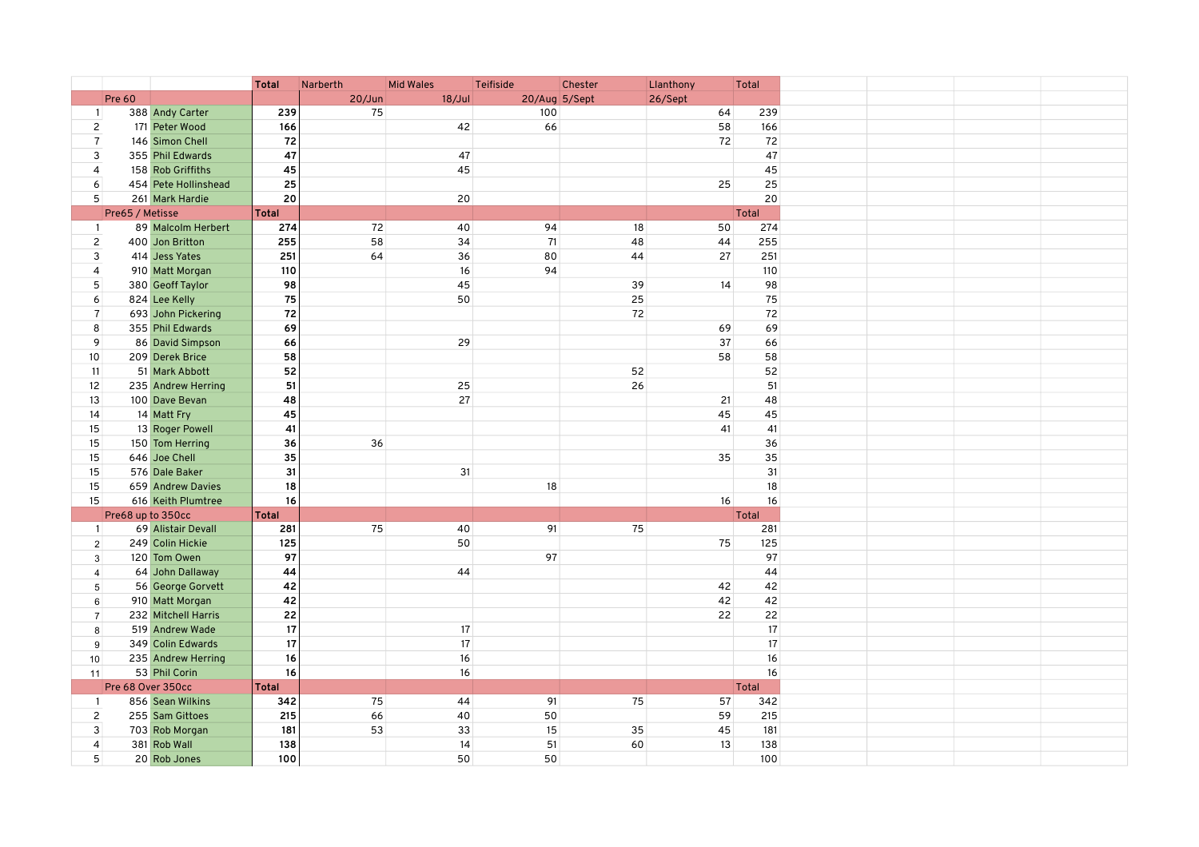| | | | Total | Narberth | Mid Wales | Teifiside | Chester | Llanthony | Total |
|---|---|---|---|---|---|---|---|---|---|
| | Pre 60 | | | 20/Jun | 18/Jul | 20/Aug | 5/Sept | 26/Sept | |
| 1 | 388 | Andy Carter | **239** | 75 | | 100 | | 64 | 239 |
| 2 | 171 | Peter Wood | **166** | | 42 | 66 | | 58 | 166 |
| 7 | 146 | Simon Chell | **72** | | | | | 72 | 72 |
| 3 | 355 | Phil Edwards | **47** | | 47 | | | | 47 |
| 4 | 158 | Rob Griffiths | **45** | | 45 | | | | 45 |
| 6 | 454 | Pete Hollinshead | **25** | | | | | 25 | 25 |
| 5 | 261 | Mark Hardie | **20** | | 20 | | | | 20 |
| | Pre65 / Metisse | | **Total** | | | | | | Total |
| 1 | 89 | Malcolm Herbert | **274** | 72 | 40 | 94 | 18 | 50 | 274 |
| 2 | 400 | Jon Britton | **255** | 58 | 34 | 71 | 48 | 44 | 255 |
| 3 | 414 | Jess Yates | **251** | 64 | 36 | 80 | 44 | 27 | 251 |
| 4 | 910 | Matt Morgan | **110** | | 16 | 94 | | | 110 |
| 5 | 380 | Geoff Taylor | **98** | | 45 | | 39 | 14 | 98 |
| 6 | 824 | Lee Kelly | **75** | | 50 | | 25 | | 75 |
| 7 | 693 | John Pickering | **72** | | | | 72 | | 72 |
| 8 | 355 | Phil Edwards | **69** | | | | | 69 | 69 |
| 9 | 86 | David Simpson | **66** | | 29 | | | 37 | 66 |
| 10 | 209 | Derek Brice | **58** | | | | | 58 | 58 |
| 11 | 51 | Mark Abbott | **52** | | | | 52 | | 52 |
| 12 | 235 | Andrew Herring | **51** | | 25 | | 26 | | 51 |
| 13 | 100 | Dave Bevan | **48** | | 27 | | | 21 | 48 |
| 14 | 14 | Matt Fry | **45** | | | | | 45 | 45 |
| 15 | 13 | Roger Powell | **41** | | | | | 41 | 41 |
| 15 | 150 | Tom Herring | **36** | 36 | | | | | 36 |
| 15 | 646 | Joe Chell | **35** | | | | | 35 | 35 |
| 15 | 576 | Dale Baker | **31** | | 31 | | | | 31 |
| 15 | 659 | Andrew Davies | **18** | | | 18 | | | 18 |
| 15 | 616 | Keith Plumtree | **16** | | | | | 16 | 16 |
| | Pre68 up to 350cc | | **Total** | | | | | | Total |
| 1 | 69 | Alistair Devall | **281** | 75 | 40 | 91 | 75 | | 281 |
| 2 | 249 | Colin Hickie | **125** | | 50 | | | 75 | 125 |
| 3 | 120 | Tom Owen | **97** | | | 97 | | | 97 |
| 4 | 64 | John Dallaway | **44** | | 44 | | | | 44 |
| 5 | 56 | George Gorvett | **42** | | | | | 42 | 42 |
| 6 | 910 | Matt Morgan | **42** | | | | | 42 | 42 |
| 7 | 232 | Mitchell Harris | **22** | | | | | 22 | 22 |
| 8 | 519 | Andrew Wade | **17** | | 17 | | | | 17 |
| 9 | 349 | Colin Edwards | **17** | | 17 | | | | 17 |
| 10 | 235 | Andrew Herring | **16** | | 16 | | | | 16 |
| 11 | 53 | Phil Corin | **16** | | 16 | | | | 16 |
| | Pre 68 Over 350cc | | **Total** | | | | | | Total |
| 1 | 856 | Sean Wilkins | **342** | 75 | 44 | 91 | 75 | 57 | 342 |
| 2 | 255 | Sam Gittoes | **215** | 66 | 40 | 50 | | 59 | 215 |
| 3 | 703 | Rob Morgan | **181** | 53 | 33 | 15 | 35 | 45 | 181 |
| 4 | 381 | Rob Wall | **138** | | 14 | 51 | 60 | 13 | 138 |
| 5 | 20 | Rob Jones | **100** | | 50 | 50 | | | 100 |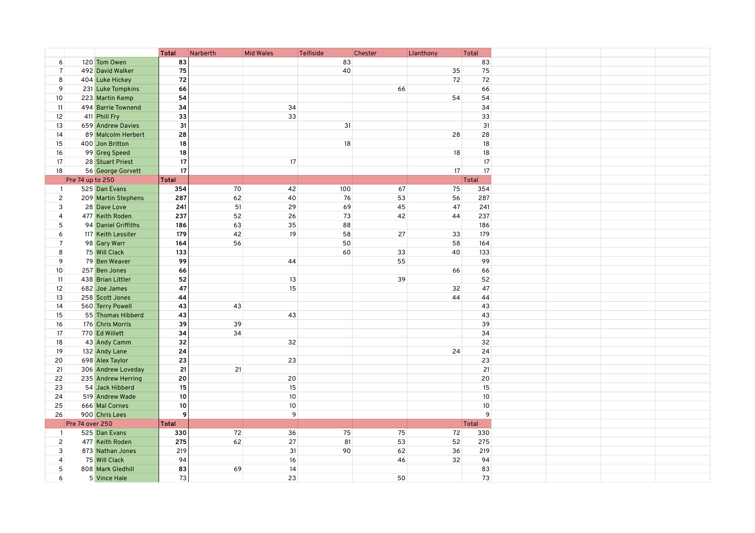| | | | Total | Narberth | Mid Wales | Teifiside | Chester | Llanthony | Total |
|---|---|---|---|---|---|---|---|---|---|
| 6 | 120 | Tom Owen | **83** | | | 83 | | | 83 |
| 7 | 492 | David Walker | **75** | | | 40 | | 35 | 75 |
| 8 | 404 | Luke Hickey | **72** | | | | | 72 | 72 |
| 9 | 231 | Luke Tompkins | **66** | | | | 66 | | 66 |
| 10 | 223 | Martin Kemp | **54** | | | | | 54 | 54 |
| 11 | 494 | Barrie Townend | **34** | | 34 | | | | 34 |
| 12 | 411 | Phill Fry | **33** | | 33 | | | | 33 |
| 13 | 659 | Andrew Davies | **31** | | | 31 | | | 31 |
| 14 | 89 | Malcolm Herbert | **28** | | | | | 28 | 28 |
| 15 | 400 | Jon Britton | **18** | | | 18 | | | 18 |
| 16 | 99 | Greg Speed | **18** | | | | | 18 | 18 |
| 17 | 28 | Stuart Priest | **17** | | 17 | | | | 17 |
| 18 | 56 | George Gorvett | **17** | | | | | 17 | 17 |
| | Pre 74 up to 250 | | **Total** | | | | | | Total |
| 1 | 525 | Dan Evans | **354** | 70 | 42 | 100 | 67 | 75 | 354 |
| 2 | 209 | Martin Stephens | **287** | 62 | 40 | 76 | 53 | 56 | 287 |
| 3 | 28 | Dave Love | **241** | 51 | 29 | 69 | 45 | 47 | 241 |
| 4 | 477 | Keith Roden | **237** | 52 | 26 | 73 | 42 | 44 | 237 |
| 5 | 94 | Daniel Griffiths | **186** | 63 | 35 | 88 | | | 186 |
| 6 | 117 | Keith Lessiter | **179** | 42 | 19 | 58 | 27 | 33 | 179 |
| 7 | 98 | Gary Warr | **164** | 56 | | 50 | | 58 | 164 |
| 8 | 75 | Will Clack | **133** | | | 60 | 33 | 40 | 133 |
| 9 | 79 | Ben Weaver | **99** | | 44 | | 55 | | 99 |
| 10 | 257 | Ben Jones | **66** | | | | | 66 | 66 |
| 11 | 438 | Brian Littler | **52** | | 13 | | 39 | | 52 |
| 12 | 682 | Joe James | **47** | | 15 | | | 32 | 47 |
| 13 | 258 | Scott Jones | **44** | | | | | 44 | 44 |
| 14 | 560 | Terry Powell | **43** | 43 | | | | | 43 |
| 15 | 55 | Thomas Hibberd | **43** | | 43 | | | | 43 |
| 16 | 176 | Chris Morris | **39** | 39 | | | | | 39 |
| 17 | 770 | Ed Willett | **34** | 34 | | | | | 34 |
| 18 | 43 | Andy Camm | **32** | | 32 | | | | 32 |
| 19 | 132 | Andy Lane | **24** | | | | | 24 | 24 |
| 20 | 698 | Alex Taylor | **23** | | 23 | | | | 23 |
| 21 | 306 | Andrew Loveday | **21** | 21 | | | | | 21 |
| 22 | 235 | Andrew Herring | **20** | | 20 | | | | 20 |
| 23 | 54 | Jack Hibberd | **15** | | 15 | | | | 15 |
| 24 | 519 | Andrew Wade | **10** | | 10 | | | | 10 |
| 25 | 666 | Mal Cornes | **10** | | 10 | | | | 10 |
| 26 | 900 | Chris Lees | **9** | | 9 | | | | 9 |
| | Pre 74 over 250 | | **Total** | | | | | | Total |
| 1 | 525 | Dan Evans | **330** | 72 | 36 | 75 | 75 | 72 | 330 |
| 2 | 477 | Keith Roden | **275** | 62 | 27 | 81 | 53 | 52 | 275 |
| 3 | 873 | Nathan Jones | 219 | | 31 | 90 | 62 | 36 | 219 |
| 4 | 75 | Will Clack | 94 | | 16 | | 46 | 32 | 94 |
| 5 | 808 | Mark Gledhill | **83** | 69 | 14 | | | | 83 |
| 6 | 5 | Vince Hale | 73 | | 23 | | 50 | | 73 |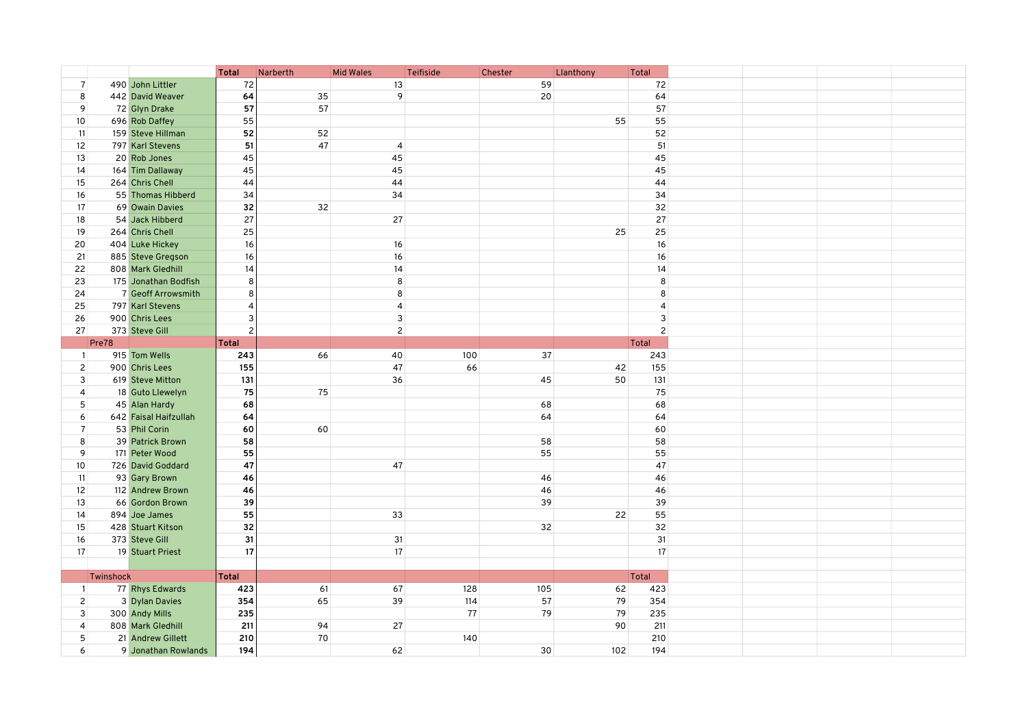| | | | Total | Narberth | Mid Wales | Teifiside | Chester | Llanthony | Total |
|---|---|---|---|---|---|---|---|---|---|
| 7 | 490 | John Littler | 72 | | 13 | | 59 | | 72 |
| 8 | 442 | David Weaver | **64** | 35 | 9 | | 20 | | 64 |
| 9 | 72 | Glyn Drake | **57** | 57 | | | | | 57 |
| 10 | 696 | Rob Daffey | 55 | | | | | 55 | 55 |
| 11 | 159 | Steve Hillman | **52** | 52 | | | | | 52 |
| 12 | 797 | Karl Stevens | **51** | 47 | 4 | | | | 51 |
| 13 | 20 | Rob Jones | 45 | | 45 | | | | 45 |
| 14 | 164 | Tim Dallaway | 45 | | 45 | | | | 45 |
| 15 | 264 | Chris Chell | 44 | | 44 | | | | 44 |
| 16 | 55 | Thomas Hibberd | 34 | | 34 | | | | 34 |
| 17 | 69 | Owain Davies | **32** | 32 | | | | | 32 |
| 18 | 54 | Jack Hibberd | 27 | | 27 | | | | 27 |
| 19 | 264 | Chris Chell | 25 | | | | | 25 | 25 |
| 20 | 404 | Luke Hickey | 16 | | 16 | | | | 16 |
| 21 | 885 | Steve Gregson | 16 | | 16 | | | | 16 |
| 22 | 808 | Mark Gledhill | 14 | | 14 | | | | 14 |
| 23 | 175 | Jonathan Bodfish | 8 | | 8 | | | | 8 |
| 24 | 7 | Geoff Arrowsmith | 8 | | 8 | | | | 8 |
| 25 | 797 | Karl Stevens | 4 | | 4 | | | | 4 |
| 26 | 900 | Chris Lees | 3 | | 3 | | | | 3 |
| 27 | 373 | Steve Gill | 2 | | 2 | | | | 2 |
| | Pre78 | | **Total** | | | | | | Total |
| 1 | 915 | Tom Wells | **243** | 66 | 40 | 100 | 37 | | 243 |
| 2 | 900 | Chris Lees | **155** | | 47 | 66 | | 42 | 155 |
| 3 | 619 | Steve Mitton | **131** | | 36 | | 45 | 50 | 131 |
| 4 | 18 | Guto Llewelyn | **75** | 75 | | | | | 75 |
| 5 | 45 | Alan Hardy | **68** | | | | 68 | | 68 |
| 6 | 642 | Faisal Haifzullah | **64** | | | | 64 | | 64 |
| 7 | 53 | Phil Corin | **60** | 60 | | | | | 60 |
| 8 | 39 | Patrick Brown | **58** | | | | 58 | | 58 |
| 9 | 171 | Peter Wood | **55** | | | | 55 | | 55 |
| 10 | 726 | David Goddard | **47** | | 47 | | | | 47 |
| 11 | 93 | Gary Brown | **46** | | | | 46 | | 46 |
| 12 | 112 | Andrew Brown | **46** | | | | 46 | | 46 |
| 13 | 66 | Gordon Brown | **39** | | | | 39 | | 39 |
| 14 | 894 | Joe James | **55** | | 33 | | | 22 | 55 |
| 15 | 428 | Stuart Kitson | **32** | | | | 32 | | 32 |
| 16 | 373 | Steve Gill | **31** | | 31 | | | | 31 |
| 17 | 19 | Stuart Priest | **17** | | 17 | | | | 17 |
| | | | | | | | | | |
| | Twinshock | | **Total** | | | | | | Total |
| 1 | 77 | Rhys Edwards | **423** | 61 | 67 | 128 | 105 | 62 | 423 |
| 2 | 3 | Dylan Davies | **354** | 65 | 39 | 114 | 57 | 79 | 354 |
| 3 | 300 | Andy Mills | **235** | | | 77 | 79 | 79 | 235 |
| 4 | 808 | Mark Gledhill | **211** | 94 | 27 | | | 90 | 211 |
| 5 | 21 | Andrew Gillett | **210** | 70 | | 140 | | | 210 |
| 6 | 9 | Jonathan Rowlands | **194** | | 62 | | 30 | 102 | 194 |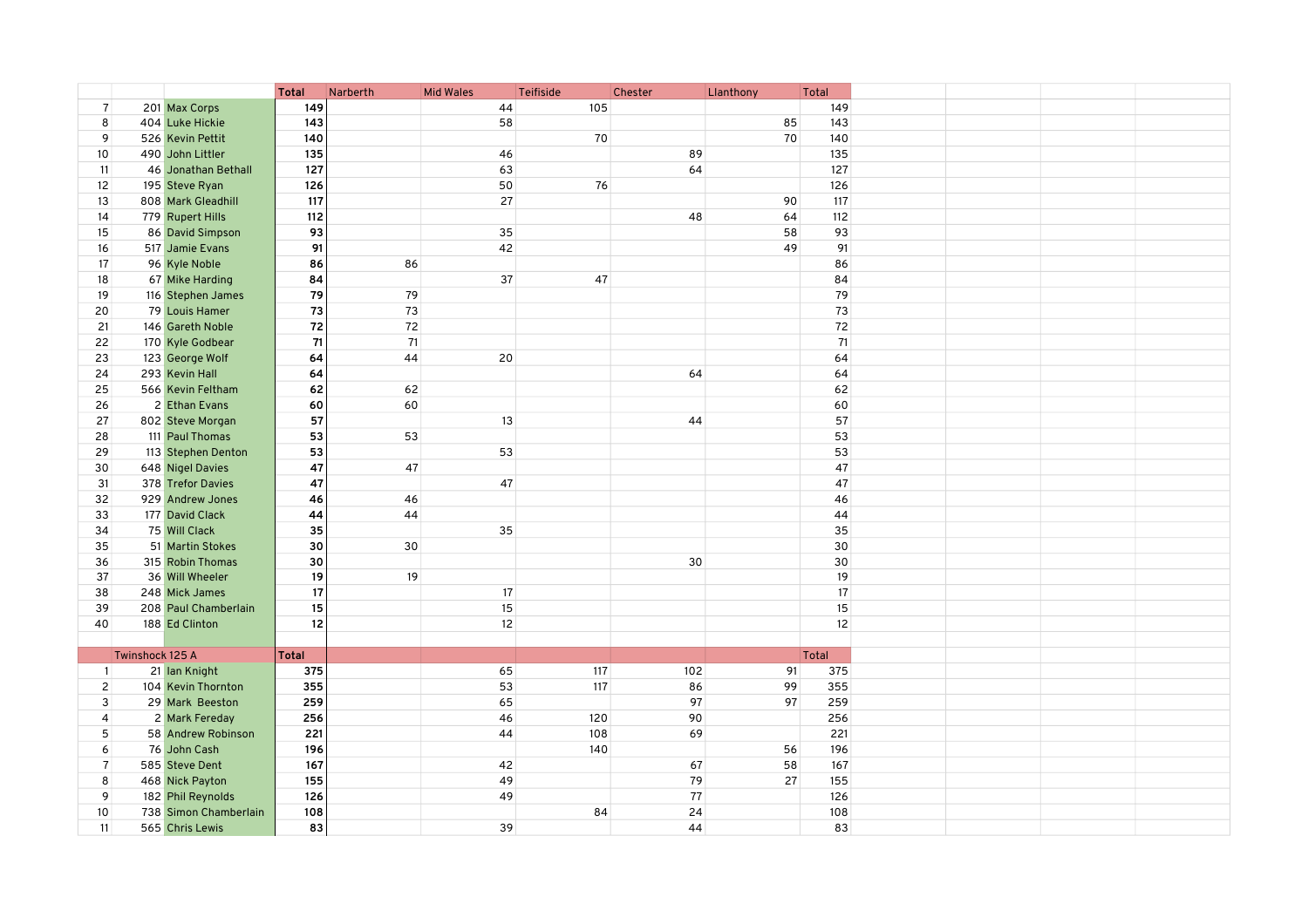| | | | Total | Narberth | Mid Wales | Teifiside | Chester | Llanthony | Total |
|---|---|---|---|---|---|---|---|---|---|
| 7 | 201 | Max Corps | **149** | | 44 | 105 | | | 149 |
| 8 | 404 | Luke Hickie | **143** | | 58 | | | 85 | 143 |
| 9 | 526 | Kevin Pettit | **140** | | | 70 | | 70 | 140 |
| 10 | 490 | John Littler | **135** | | 46 | | 89 | | 135 |
| 11 | 46 | Jonathan Bethall | **127** | | 63 | | 64 | | 127 |
| 12 | 195 | Steve Ryan | **126** | | 50 | 76 | | | 126 |
| 13 | 808 | Mark Gleadhill | **117** | | 27 | | | 90 | 117 |
| 14 | 779 | Rupert Hills | **112** | | | | 48 | 64 | 112 |
| 15 | 86 | David Simpson | **93** | | 35 | | | 58 | 93 |
| 16 | 517 | Jamie Evans | **91** | | 42 | | | 49 | 91 |
| 17 | 96 | Kyle Noble | **86** | 86 | | | | | 86 |
| 18 | 67 | Mike Harding | **84** | | 37 | 47 | | | 84 |
| 19 | 116 | Stephen James | **79** | 79 | | | | | 79 |
| 20 | 79 | Louis Hamer | **73** | 73 | | | | | 73 |
| 21 | 146 | Gareth Noble | **72** | 72 | | | | | 72 |
| 22 | 170 | Kyle Godbear | **71** | 71 | | | | | 71 |
| 23 | 123 | George Wolf | **64** | 44 | 20 | | | | 64 |
| 24 | 293 | Kevin Hall | **64** | | | | 64 | | 64 |
| 25 | 566 | Kevin Feltham | **62** | 62 | | | | | 62 |
| 26 | 2 | Ethan Evans | **60** | 60 | | | | | 60 |
| 27 | 802 | Steve Morgan | **57** | | 13 | | 44 | | 57 |
| 28 | 111 | Paul Thomas | **53** | 53 | | | | | 53 |
| 29 | 113 | Stephen Denton | **53** | | 53 | | | | 53 |
| 30 | 648 | Nigel Davies | **47** | 47 | | | | | 47 |
| 31 | 378 | Trefor Davies | **47** | | 47 | | | | 47 |
| 32 | 929 | Andrew Jones | **46** | 46 | | | | | 46 |
| 33 | 177 | David Clack | **44** | 44 | | | | | 44 |
| 34 | 75 | Will Clack | **35** | | 35 | | | | 35 |
| 35 | 51 | Martin Stokes | **30** | 30 | | | | | 30 |
| 36 | 315 | Robin Thomas | **30** | | | | 30 | | 30 |
| 37 | 36 | Will Wheeler | **19** | 19 | | | | | 19 |
| 38 | 248 | Mick James | **17** | | 17 | | | | 17 |
| 39 | 208 | Paul Chamberlain | **15** | | 15 | | | | 15 |
| 40 | 188 | Ed Clinton | **12** | | 12 | | | | 12 |

| | Twinshock 125 A | | **Total** | | | | | | Total |
|---|---|---|---|---|---|---|---|---|---|
| 1 | 21 | Ian Knight | **375** | | 65 | 117 | 102 | 91 | 375 |
| 2 | 104 | Kevin Thornton | **355** | | 53 | 117 | 86 | 99 | 355 |
| 3 | 29 | Mark Beeston | **259** | | 65 | | 97 | 97 | 259 |
| 4 | 2 | Mark Fereday | **256** | | 46 | 120 | 90 | | 256 |
| 5 | 58 | Andrew Robinson | **221** | | 44 | 108 | 69 | | 221 |
| 6 | 76 | John Cash | **196** | | | 140 | | 56 | 196 |
| 7 | 585 | Steve Dent | **167** | | 42 | | 67 | 58 | 167 |
| 8 | 468 | Nick Payton | **155** | | 49 | | 79 | 27 | 155 |
| 9 | 182 | Phil Reynolds | **126** | | 49 | | 77 | | 126 |
| 10 | 738 | Simon Chamberlain | **108** | | | 84 | 24 | | 108 |
| 11 | 565 | Chris Lewis | **83** | | 39 | | 44 | | 83 |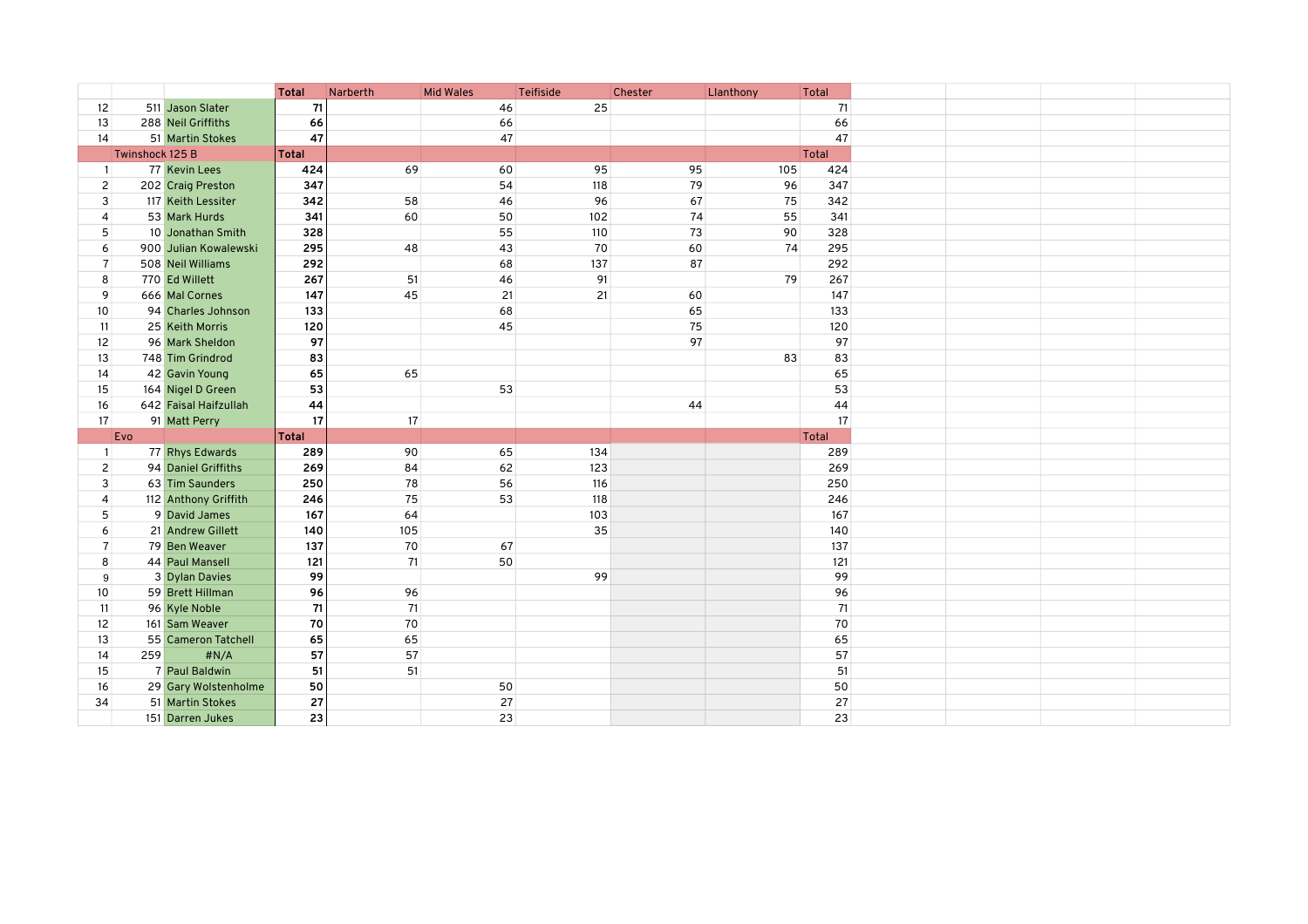| | | | Total | Narberth | Mid Wales | Teifiside | Chester | Llanthony | Total |
|---|---|---|---|---|---|---|---|---|---|
| 12 | 511 | Jason Slater | **71** | | 46 | 25 | | | 71 |
| 13 | 288 | Neil Griffiths | **66** | | 66 | | | | 66 |
| 14 | 51 | Martin Stokes | **47** | | 47 | | | | 47 |
| Twinshock 125 B | | | **Total** | | | | | | Total |
| 1 | 77 | Kevin Lees | **424** | 69 | 60 | 95 | 95 | 105 | 424 |
| 2 | 202 | Craig Preston | **347** | | 54 | 118 | 79 | 96 | 347 |
| 3 | 117 | Keith Lessiter | **342** | 58 | 46 | 96 | 67 | 75 | 342 |
| 4 | 53 | Mark Hurds | **341** | 60 | 50 | 102 | 74 | 55 | 341 |
| 5 | 10 | Jonathan Smith | **328** | | 55 | 110 | 73 | 90 | 328 |
| 6 | 900 | Julian Kowalewski | **295** | 48 | 43 | 70 | 60 | 74 | 295 |
| 7 | 508 | Neil Williams | **292** | | 68 | 137 | 87 | | 292 |
| 8 | 770 | Ed Willett | **267** | 51 | 46 | 91 | | 79 | 267 |
| 9 | 666 | Mal Cornes | **147** | 45 | 21 | 21 | 60 | | 147 |
| 10 | 94 | Charles Johnson | **133** | | 68 | | 65 | | 133 |
| 11 | 25 | Keith Morris | **120** | | 45 | | 75 | | 120 |
| 12 | 96 | Mark Sheldon | **97** | | | | 97 | | 97 |
| 13 | 748 | Tim Grindrod | **83** | | | | | 83 | 83 |
| 14 | 42 | Gavin Young | **65** | 65 | | | | | 65 |
| 15 | 164 | Nigel D Green | **53** | | 53 | | | | 53 |
| 16 | 642 | Faisal Haifzullah | **44** | | | | 44 | | 44 |
| 17 | 91 | Matt Perry | **17** | 17 | | | | | 17 |
| Evo | | | **Total** | | | | | | Total |
| 1 | 77 | Rhys Edwards | **289** | 90 | 65 | 134 | | | 289 |
| 2 | 94 | Daniel Griffiths | **269** | 84 | 62 | 123 | | | 269 |
| 3 | 63 | Tim Saunders | **250** | 78 | 56 | 116 | | | 250 |
| 4 | 112 | Anthony Griffith | **246** | 75 | 53 | 118 | | | 246 |
| 5 | 9 | David James | **167** | 64 | | 103 | | | 167 |
| 6 | 21 | Andrew Gillett | **140** | 105 | | 35 | | | 140 |
| 7 | 79 | Ben Weaver | **137** | 70 | 67 | | | | 137 |
| 8 | 44 | Paul Mansell | **121** | 71 | 50 | | | | 121 |
| 9 | 3 | Dylan Davies | **99** | | | 99 | | | 99 |
| 10 | 59 | Brett Hillman | **96** | 96 | | | | | 96 |
| 11 | 96 | Kyle Noble | **71** | 71 | | | | | 71 |
| 12 | 161 | Sam Weaver | **70** | 70 | | | | | 70 |
| 13 | 55 | Cameron Tatchell | **65** | 65 | | | | | 65 |
| 14 | 259 | #N/A | **57** | 57 | | | | | 57 |
| 15 | 7 | Paul Baldwin | **51** | 51 | | | | | 51 |
| 16 | 29 | Gary Wolstenholme | **50** | | 50 | | | | 50 |
| 34 | 51 | Martin Stokes | **27** | | 27 | | | | 27 |
| | 151 | Darren Jukes | **23** | | 23 | | | | 23 |